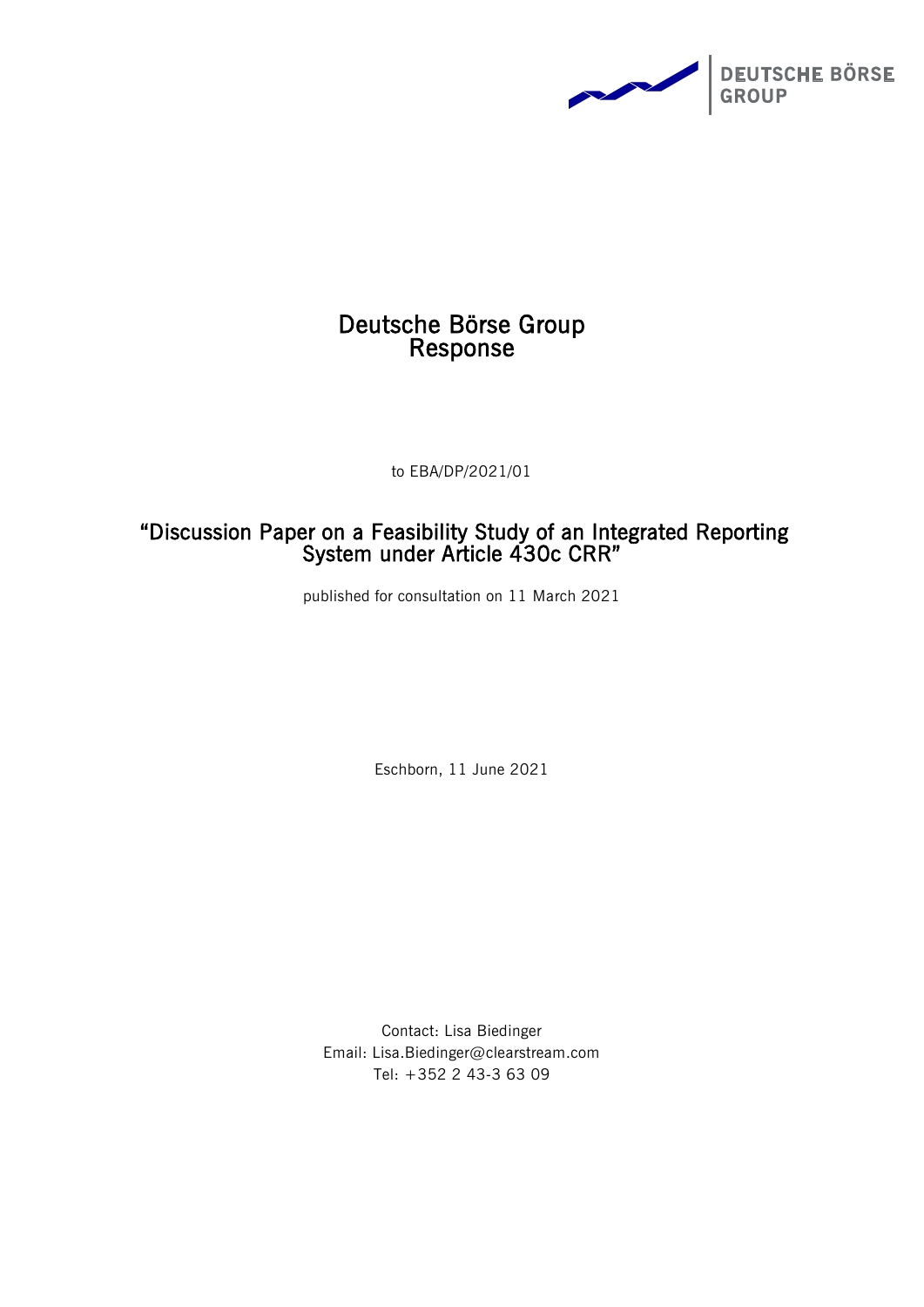# Deutsche Börse Group Response

to EBA/DP/2021/01

## "Discussion Paper on a Feasibility Study of an Integrated Reporting System under Article 430c CRR"

published for consultation on 11 March 2021

Eschborn, 11 June 2021

Contact: Lisa Biedinger
Email: Lisa.Biedinger@clearstream.com
Tel: +352 2 43-3 63 09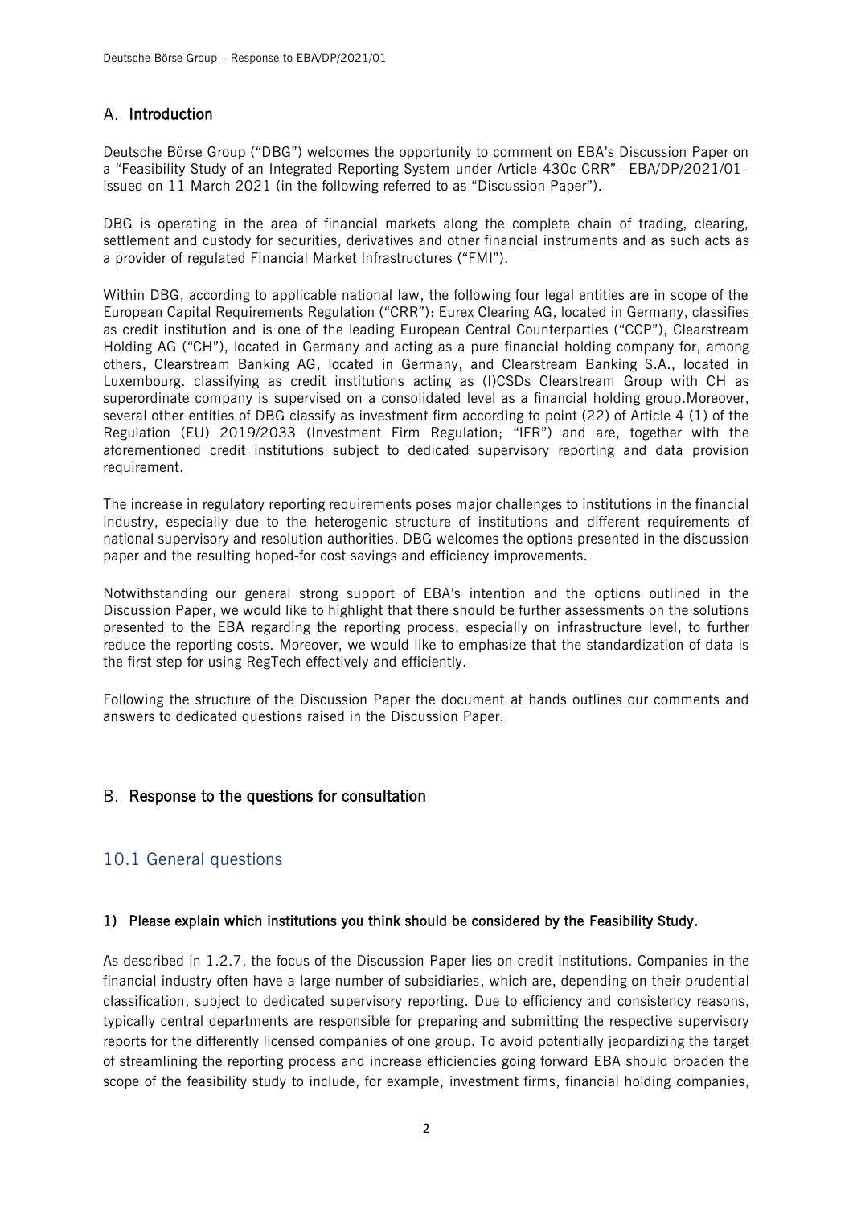## A. Introduction

Deutsche Börse Group ("DBG") welcomes the opportunity to comment on EBA's Discussion Paper on a "Feasibility Study of an Integrated Reporting System under Article 430c CRR"– EBA/DP/2021/01– issued on 11 March 2021 (in the following referred to as "Discussion Paper").

DBG is operating in the area of financial markets along the complete chain of trading, clearing, settlement and custody for securities, derivatives and other financial instruments and as such acts as a provider of regulated Financial Market Infrastructures ("FMI").

Within DBG, according to applicable national law, the following four legal entities are in scope of the European Capital Requirements Regulation ("CRR"): Eurex Clearing AG, located in Germany, classifies as credit institution and is one of the leading European Central Counterparties ("CCP"), Clearstream Holding AG ("CH"), located in Germany and acting as a pure financial holding company for, among others, Clearstream Banking AG, located in Germany, and Clearstream Banking S.A., located in Luxembourg. classifying as credit institutions acting as (I)CSDs Clearstream Group with CH as superordinate company is supervised on a consolidated level as a financial holding group.Moreover, several other entities of DBG classify as investment firm according to point (22) of Article 4 (1) of the Regulation (EU) 2019/2033 (Investment Firm Regulation; "IFR") and are, together with the aforementioned credit institutions subject to dedicated supervisory reporting and data provision requirement.

The increase in regulatory reporting requirements poses major challenges to institutions in the financial industry, especially due to the heterogenic structure of institutions and different requirements of national supervisory and resolution authorities. DBG welcomes the options presented in the discussion paper and the resulting hoped-for cost savings and efficiency improvements.

Notwithstanding our general strong support of EBA's intention and the options outlined in the Discussion Paper, we would like to highlight that there should be further assessments on the solutions presented to the EBA regarding the reporting process, especially on infrastructure level, to further reduce the reporting costs. Moreover, we would like to emphasize that the standardization of data is the first step for using RegTech effectively and efficiently.

Following the structure of the Discussion Paper the document at hands outlines our comments and answers to dedicated questions raised in the Discussion Paper.

## B. Response to the questions for consultation

## 10.1 General questions

### 1) Please explain which institutions you think should be considered by the Feasibility Study.

As described in 1.2.7, the focus of the Discussion Paper lies on credit institutions. Companies in the financial industry often have a large number of subsidiaries, which are, depending on their prudential classification, subject to dedicated supervisory reporting. Due to efficiency and consistency reasons, typically central departments are responsible for preparing and submitting the respective supervisory reports for the differently licensed companies of one group. To avoid potentially jeopardizing the target of streamlining the reporting process and increase efficiencies going forward EBA should broaden the scope of the feasibility study to include, for example, investment firms, financial holding companies,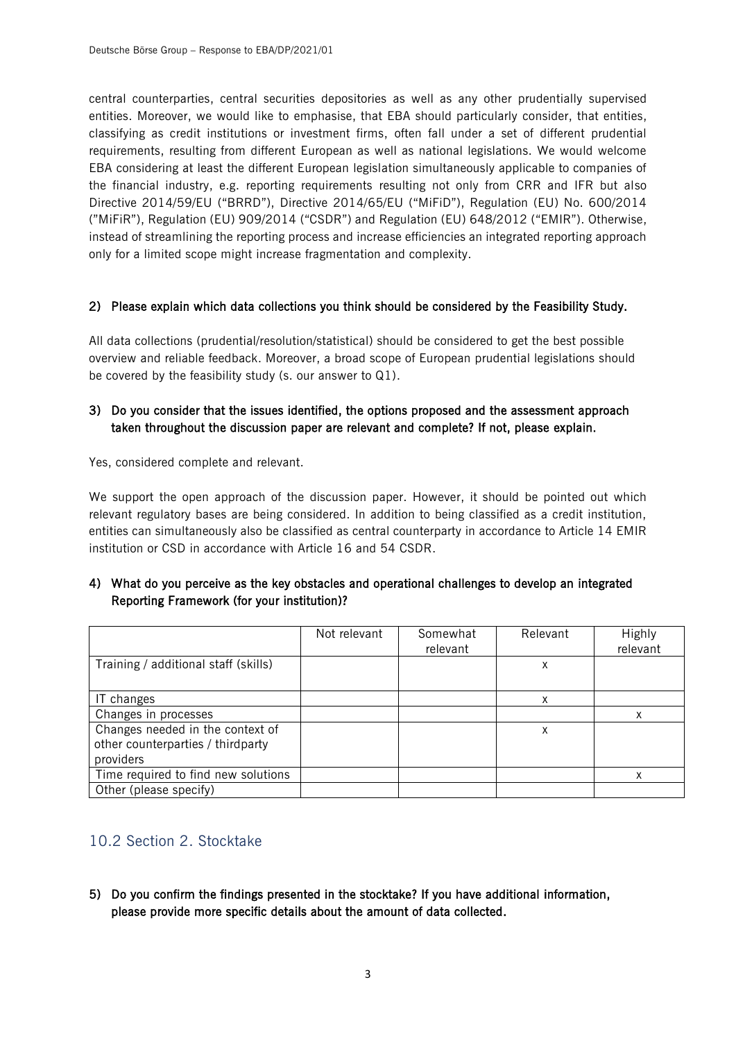central counterparties, central securities depositories as well as any other prudentially supervised entities. Moreover, we would like to emphasise, that EBA should particularly consider, that entities, classifying as credit institutions or investment firms, often fall under a set of different prudential requirements, resulting from different European as well as national legislations. We would welcome EBA considering at least the different European legislation simultaneously applicable to companies of the financial industry, e.g. reporting requirements resulting not only from CRR and IFR but also Directive 2014/59/EU ("BRRD"), Directive 2014/65/EU ("MiFiD"), Regulation (EU) No. 600/2014 ("MiFiR"), Regulation (EU) 909/2014 ("CSDR") and Regulation (EU) 648/2012 ("EMIR"). Otherwise, instead of streamlining the reporting process and increase efficiencies an integrated reporting approach only for a limited scope might increase fragmentation and complexity.

**2) Please explain which data collections you think should be considered by the Feasibility Study.**

All data collections (prudential/resolution/statistical) should be considered to get the best possible overview and reliable feedback. Moreover, a broad scope of European prudential legislations should be covered by the feasibility study (s. our answer to Q1).

**3) Do you consider that the issues identified, the options proposed and the assessment approach taken throughout the discussion paper are relevant and complete? If not, please explain.**

Yes, considered complete and relevant.

We support the open approach of the discussion paper. However, it should be pointed out which relevant regulatory bases are being considered. In addition to being classified as a credit institution, entities can simultaneously also be classified as central counterparty in accordance to Article 14 EMIR institution or CSD in accordance with Article 16 and 54 CSDR.

**4) What do you perceive as the key obstacles and operational challenges to develop an integrated Reporting Framework (for your institution)?**

| | Not relevant | Somewhat relevant | Relevant | Highly relevant |
|---|---|---|---|---|
| Training / additional staff (skills) | | | x | |
| IT changes | | | x | |
| Changes in processes | | | | x |
| Changes needed in the context of other counterparties / thirdparty providers | | | x | |
| Time required to find new solutions | | | | x |
| Other (please specify) | | | | |

## 10.2 Section 2. Stocktake

**5) Do you confirm the findings presented in the stocktake? If you have additional information, please provide more specific details about the amount of data collected.**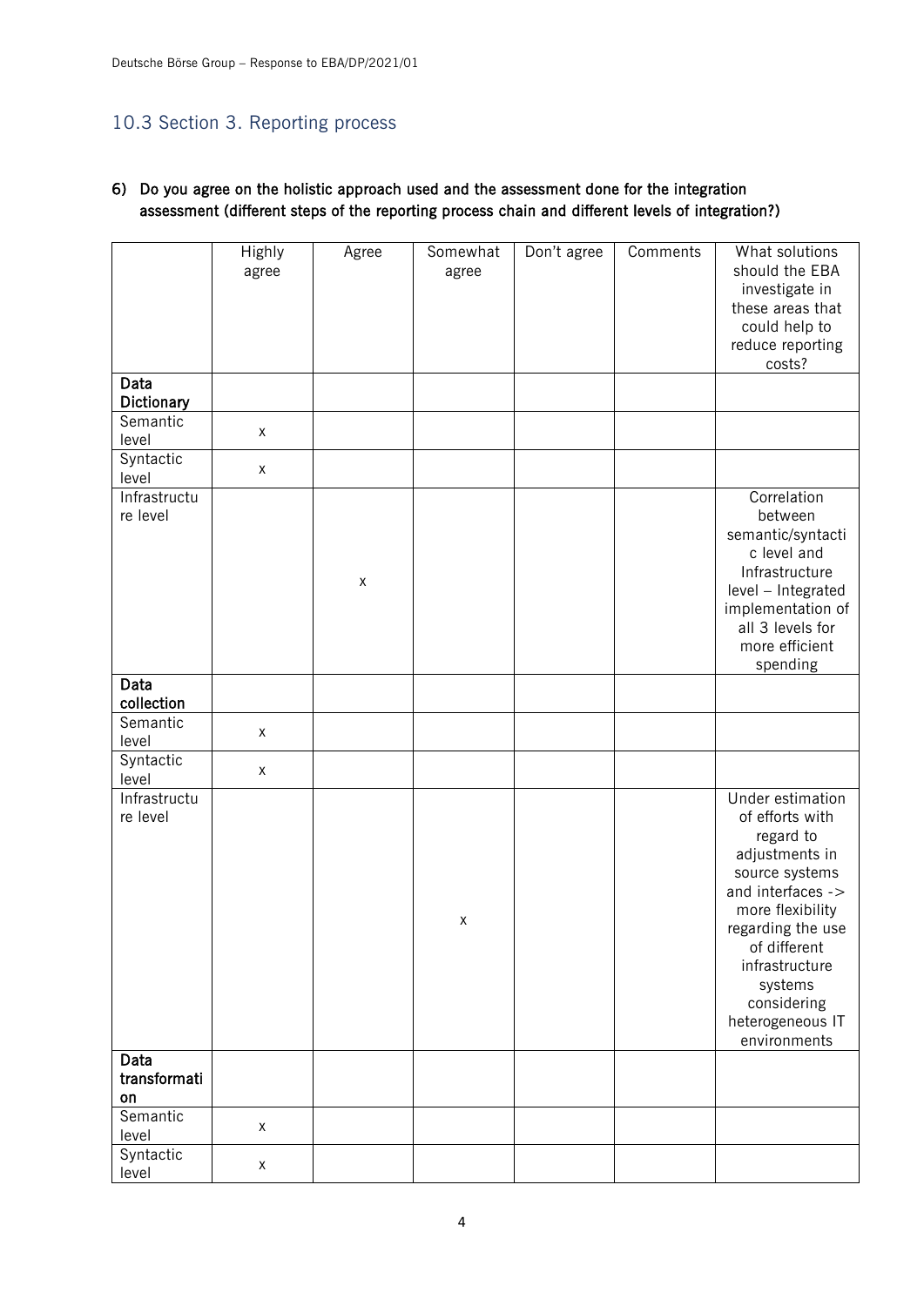## 10.3 Section 3. Reporting process

**6) Do you agree on the holistic approach used and the assessment done for the integration assessment (different steps of the reporting process chain and different levels of integration?)**

| | Highly agree | Agree | Somewhat agree | Don't agree | Comments | What solutions should the EBA investigate in these areas that could help to reduce reporting costs? |
|---|---|---|---|---|---|---|
| **Data Dictionary** | | | | | | |
| Semantic level | x | | | | | |
| Syntactic level | x | | | | | |
| Infrastructure level | | x | | | | Correlation between semantic/syntactic level and Infrastructure level – Integrated implementation of all 3 levels for more efficient spending |
| **Data collection** | | | | | | |
| Semantic level | x | | | | | |
| Syntactic level | x | | | | | |
| Infrastructure level | | | x | | | Under estimation of efforts with regard to adjustments in source systems and interfaces -> more flexibility regarding the use of different infrastructure systems considering heterogeneous IT environments |
| **Data transformation** | | | | | | |
| Semantic level | x | | | | | |
| Syntactic level | x | | | | | |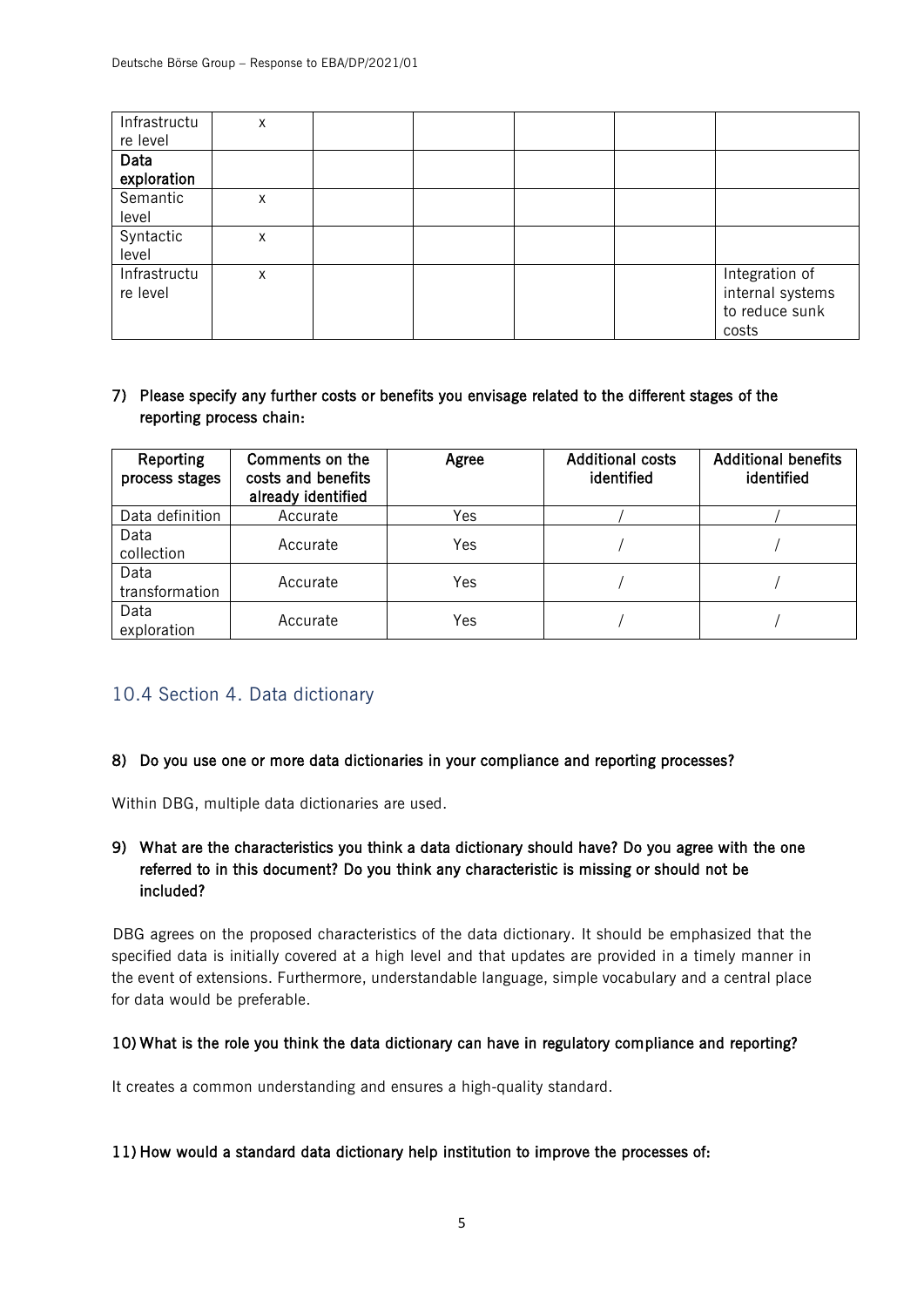| | | | | | | |
|---|---|---|---|---|---|---|
| Infrastructure level | x | | | | | |
| **Data exploration** | | | | | | |
| Semantic level | x | | | | | |
| Syntactic level | x | | | | | |
| Infrastructure level | x | | | | | Integration of internal systems to reduce sunk costs |

**7) Please specify any further costs or benefits you envisage related to the different stages of the reporting process chain:**

| Reporting process stages | Comments on the costs and benefits already identified | Agree | Additional costs identified | Additional benefits identified |
|---|---|---|---|---|
| Data definition | Accurate | Yes | / | / |
| Data collection | Accurate | Yes | / | / |
| Data transformation | Accurate | Yes | / | / |
| Data exploration | Accurate | Yes | / | / |

## 10.4 Section 4. Data dictionary

**8) Do you use one or more data dictionaries in your compliance and reporting processes?**

Within DBG, multiple data dictionaries are used.

**9) What are the characteristics you think a data dictionary should have? Do you agree with the one referred to in this document? Do you think any characteristic is missing or should not be included?**

DBG agrees on the proposed characteristics of the data dictionary. It should be emphasized that the specified data is initially covered at a high level and that updates are provided in a timely manner in the event of extensions. Furthermore, understandable language, simple vocabulary and a central place for data would be preferable.

**10) What is the role you think the data dictionary can have in regulatory compliance and reporting?**

It creates a common understanding and ensures a high-quality standard.

**11) How would a standard data dictionary help institution to improve the processes of:**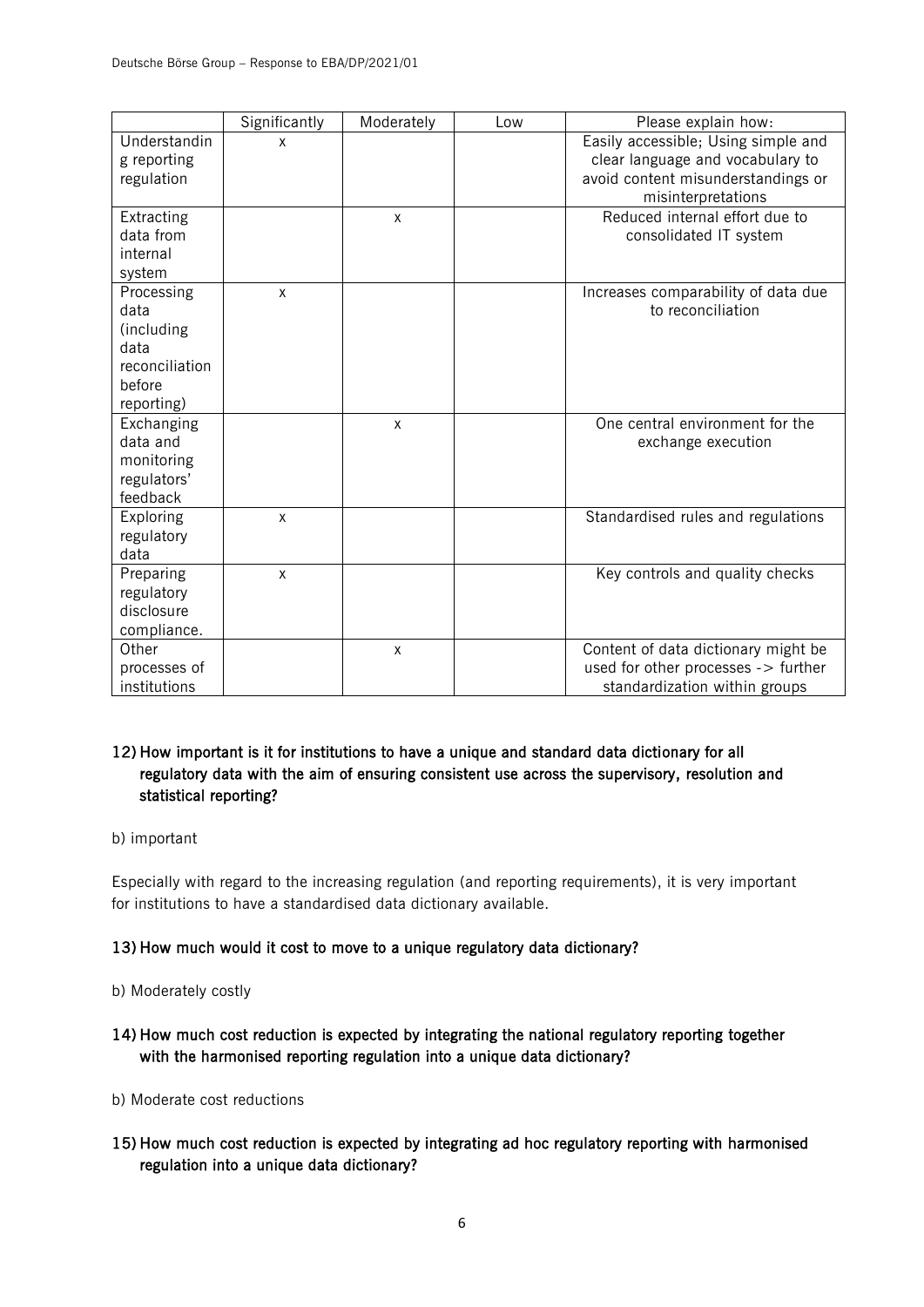| | Significantly | Moderately | Low | Please explain how: |
|---|---|---|---|---|
| Understanding reporting regulation | x | | | Easily accessible; Using simple and clear language and vocabulary to avoid content misunderstandings or misinterpretations |
| Extracting data from internal system | | x | | Reduced internal effort due to consolidated IT system |
| Processing data (including data reconciliation before reporting) | x | | | Increases comparability of data due to reconciliation |
| Exchanging data and monitoring regulators' feedback | | x | | One central environment for the exchange execution |
| Exploring regulatory data | x | | | Standardised rules and regulations |
| Preparing regulatory disclosure compliance. | x | | | Key controls and quality checks |
| Other processes of institutions | | x | | Content of data dictionary might be used for other processes -> further standardization within groups |

**12) How important is it for institutions to have a unique and standard data dictionary for all regulatory data with the aim of ensuring consistent use across the supervisory, resolution and statistical reporting?**

b) important

Especially with regard to the increasing regulation (and reporting requirements), it is very important for institutions to have a standardised data dictionary available.

**13) How much would it cost to move to a unique regulatory data dictionary?**

b) Moderately costly

**14) How much cost reduction is expected by integrating the national regulatory reporting together with the harmonised reporting regulation into a unique data dictionary?**

b) Moderate cost reductions

**15) How much cost reduction is expected by integrating ad hoc regulatory reporting with harmonised regulation into a unique data dictionary?**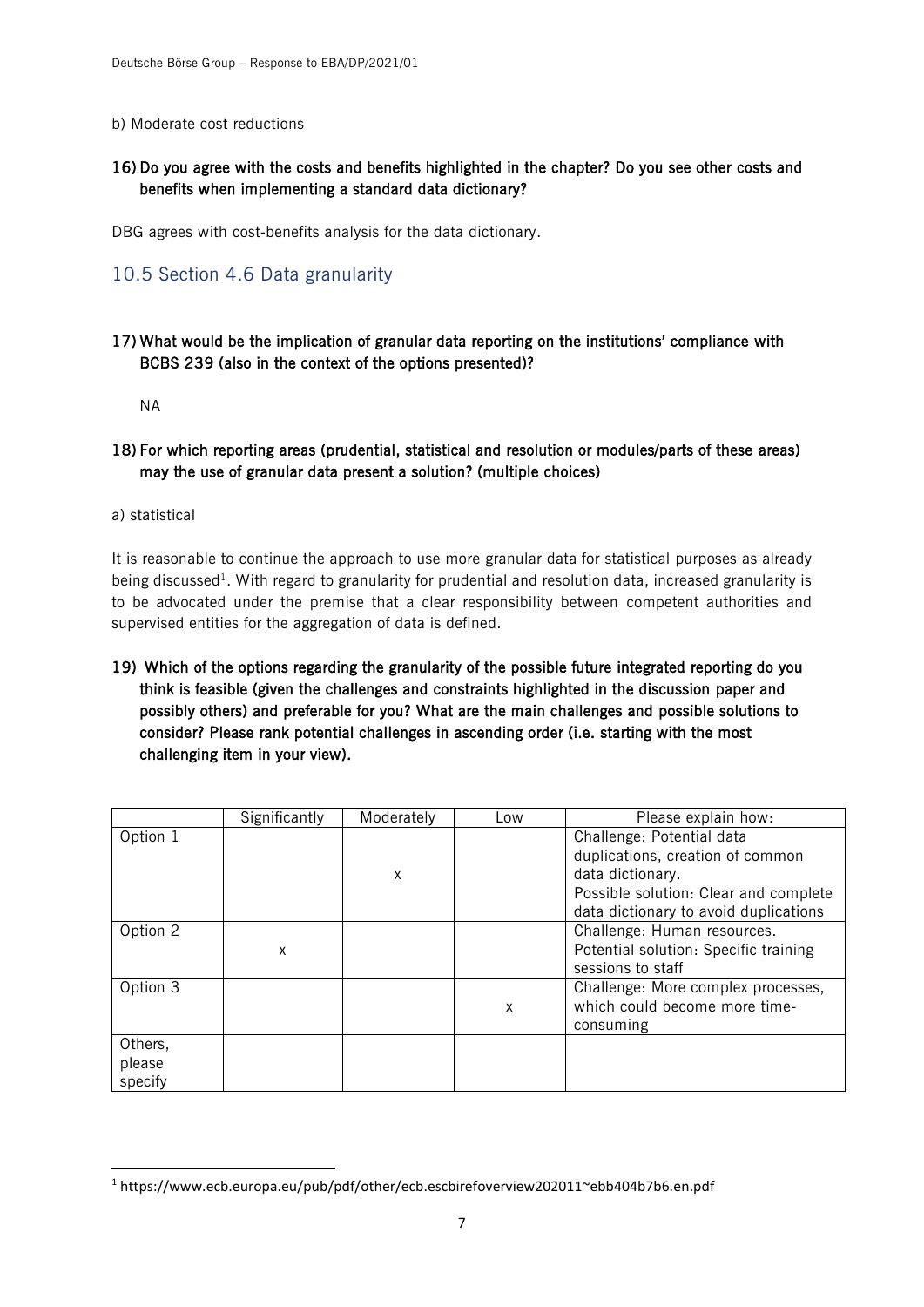b) Moderate cost reductions

**16) Do you agree with the costs and benefits highlighted in the chapter? Do you see other costs and benefits when implementing a standard data dictionary?**

DBG agrees with cost-benefits analysis for the data dictionary.

## 10.5 Section 4.6 Data granularity

**17) What would be the implication of granular data reporting on the institutions' compliance with BCBS 239 (also in the context of the options presented)?**

NA

**18) For which reporting areas (prudential, statistical and resolution or modules/parts of these areas) may the use of granular data present a solution? (multiple choices)**

a) statistical

It is reasonable to continue the approach to use more granular data for statistical purposes as already being discussed[1]. With regard to granularity for prudential and resolution data, increased granularity is to be advocated under the premise that a clear responsibility between competent authorities and supervised entities for the aggregation of data is defined.

**19) Which of the options regarding the granularity of the possible future integrated reporting do you think is feasible (given the challenges and constraints highlighted in the discussion paper and possibly others) and preferable for you? What are the main challenges and possible solutions to consider? Please rank potential challenges in ascending order (i.e. starting with the most challenging item in your view).**

| | Significantly | Moderately | Low | Please explain how: |
|---|---|---|---|---|
| Option 1 | | x | | Challenge: Potential data duplications, creation of common data dictionary.<br>Possible solution: Clear and complete data dictionary to avoid duplications |
| Option 2 | x | | | Challenge: Human resources.<br>Potential solution: Specific training sessions to staff |
| Option 3 | | | x | Challenge: More complex processes, which could become more time-consuming |
| Others, please specify | | | | |

[1] https://www.ecb.europa.eu/pub/pdf/other/ecb.escbirefoverview202011~ebb404b7b6.en.pdf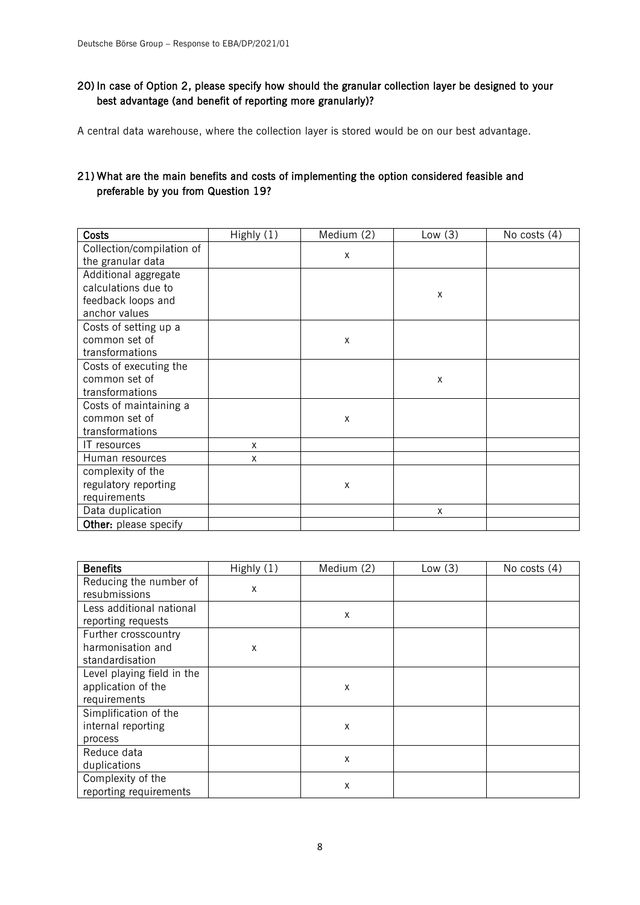### 20) In case of Option 2, please specify how should the granular collection layer be designed to your best advantage (and benefit of reporting more granularly)?

A central data warehouse, where the collection layer is stored would be on our best advantage.

### 21) What are the main benefits and costs of implementing the option considered feasible and preferable by you from Question 19?

| **Costs** | Highly (1) | Medium (2) | Low (3) | No costs (4) |
|---|---|---|---|---|
| Collection/compilation of the granular data | | x | | |
| Additional aggregate calculations due to feedback loops and anchor values | | | x | |
| Costs of setting up a common set of transformations | | x | | |
| Costs of executing the common set of transformations | | | x | |
| Costs of maintaining a common set of transformations | | x | | |
| IT resources | x | | | |
| Human resources | x | | | |
| complexity of the regulatory reporting requirements | | x | | |
| Data duplication | | | x | |
| **Other:** please specify | | | | |

| **Benefits** | Highly (1) | Medium (2) | Low (3) | No costs (4) |
|---|---|---|---|---|
| Reducing the number of resubmissions | x | | | |
| Less additional national reporting requests | | x | | |
| Further crosscountry harmonisation and standardisation | x | | | |
| Level playing field in the application of the requirements | | x | | |
| Simplification of the internal reporting process | | x | | |
| Reduce data duplications | | x | | |
| Complexity of the reporting requirements | | x | | |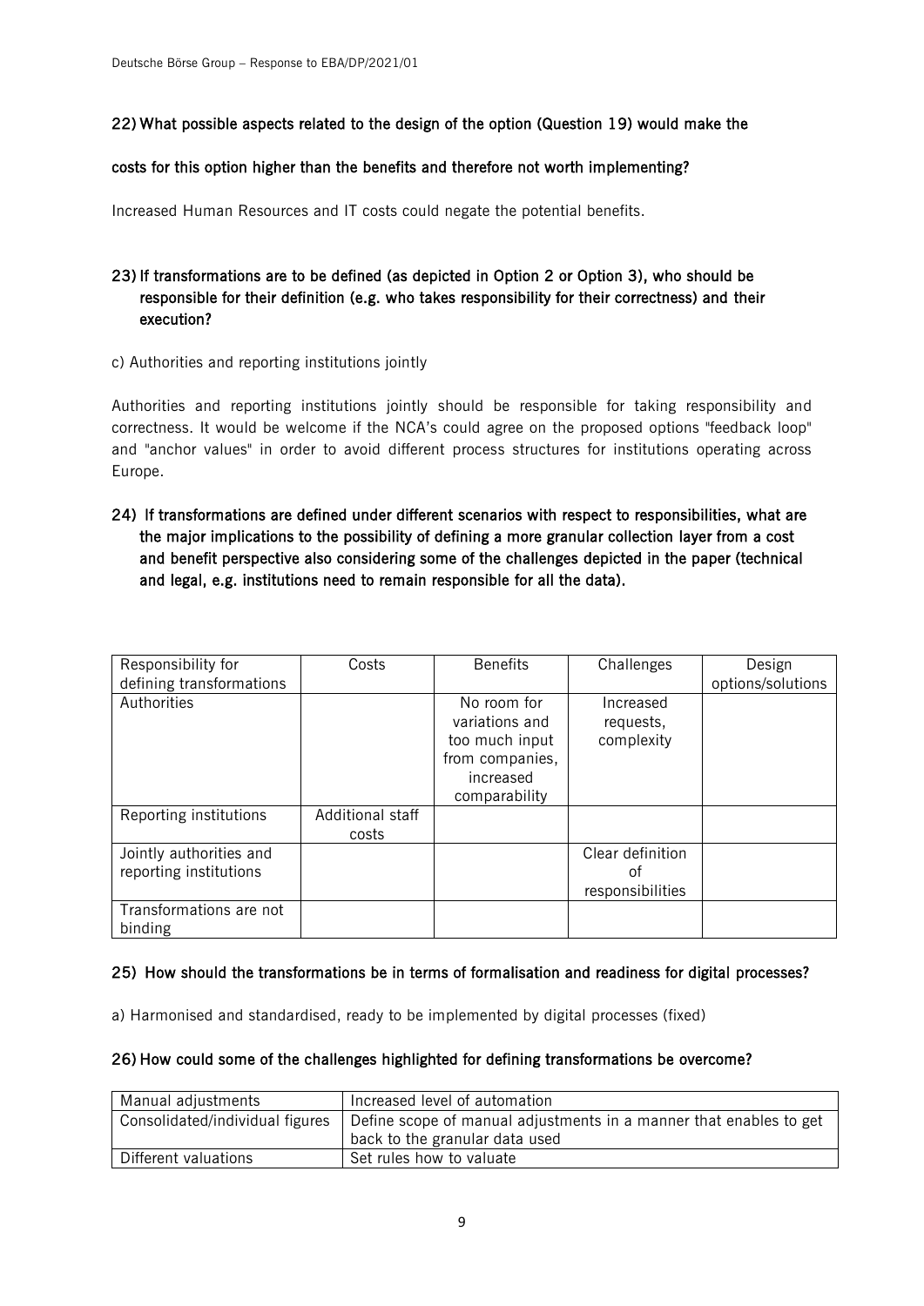### 22) What possible aspects related to the design of the option (Question 19) would make the costs for this option higher than the benefits and therefore not worth implementing?

Increased Human Resources and IT costs could negate the potential benefits.

### 23) If transformations are to be defined (as depicted in Option 2 or Option 3), who should be responsible for their definition (e.g. who takes responsibility for their correctness) and their execution?

c) Authorities and reporting institutions jointly

Authorities and reporting institutions jointly should be responsible for taking responsibility and correctness. It would be welcome if the NCA's could agree on the proposed options "feedback loop" and "anchor values" in order to avoid different process structures for institutions operating across Europe.

### 24) If transformations are defined under different scenarios with respect to responsibilities, what are the major implications to the possibility of defining a more granular collection layer from a cost and benefit perspective also considering some of the challenges depicted in the paper (technical and legal, e.g. institutions need to remain responsible for all the data).

| Responsibility for defining transformations | Costs | Benefits | Challenges | Design options/solutions |
|---|---|---|---|---|
| Authorities | | No room for variations and too much input from companies, increased comparability | Increased requests, complexity | |
| Reporting institutions | Additional staff costs | | | |
| Jointly authorities and reporting institutions | | | Clear definition of responsibilities | |
| Transformations are not binding | | | | |

### 25) How should the transformations be in terms of formalisation and readiness for digital processes?

a) Harmonised and standardised, ready to be implemented by digital processes (fixed)

### 26) How could some of the challenges highlighted for defining transformations be overcome?

| Manual adjustments | Increased level of automation |
|---|---|
| Consolidated/individual figures | Define scope of manual adjustments in a manner that enables to get back to the granular data used |
| Different valuations | Set rules how to valuate |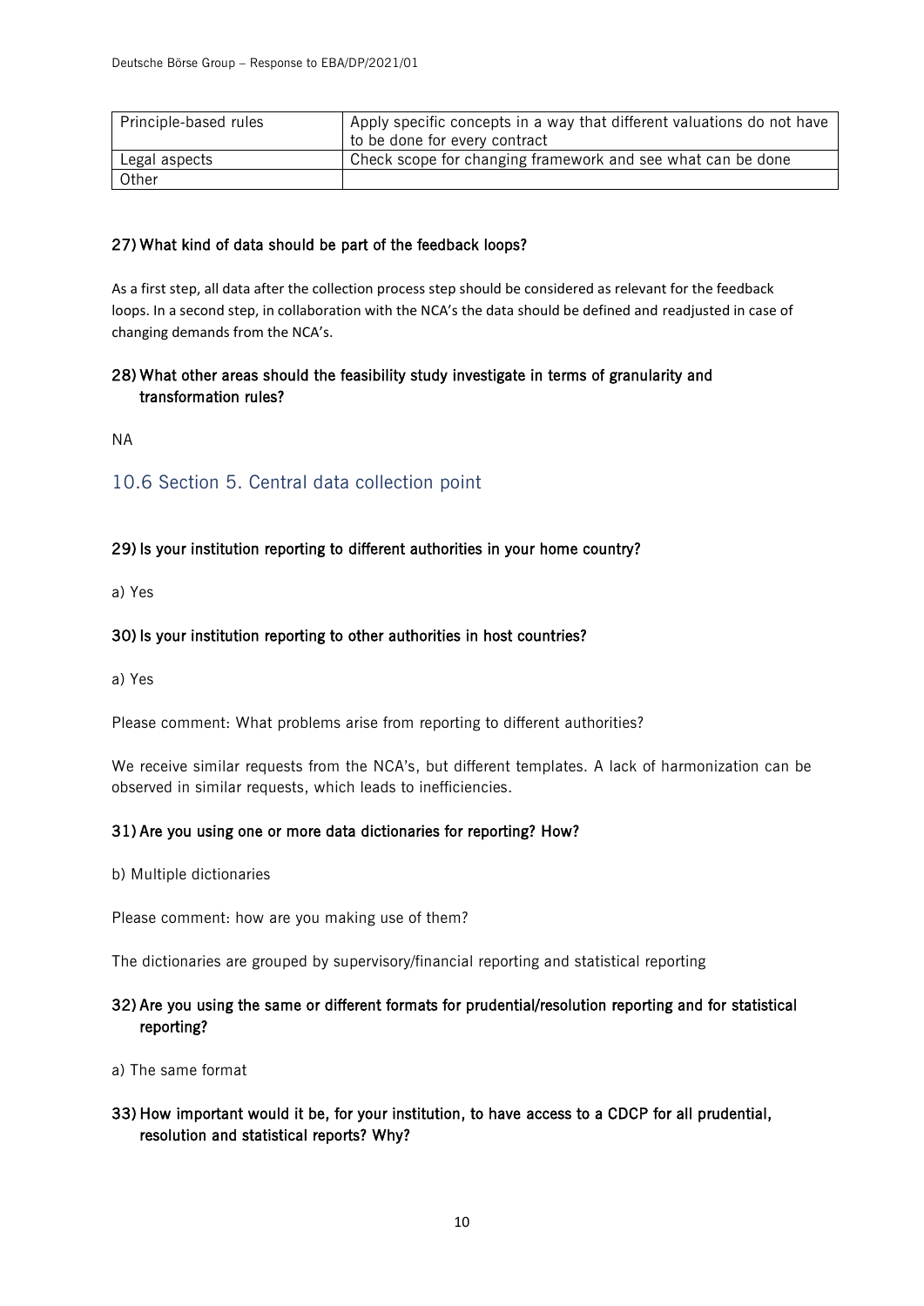| Principle-based rules | Apply specific concepts in a way that different valuations do not have to be done for every contract |
|---|---|
| Legal aspects | Check scope for changing framework and see what can be done |
| Other | |

**27) What kind of data should be part of the feedback loops?**

As a first step, all data after the collection process step should be considered as relevant for the feedback loops. In a second step, in collaboration with the NCA's the data should be defined and readjusted in case of changing demands from the NCA's.

**28) What other areas should the feasibility study investigate in terms of granularity and transformation rules?**

NA

## 10.6 Section 5. Central data collection point

**29) Is your institution reporting to different authorities in your home country?**

a) Yes

**30) Is your institution reporting to other authorities in host countries?**

a) Yes

Please comment: What problems arise from reporting to different authorities?

We receive similar requests from the NCA's, but different templates. A lack of harmonization can be observed in similar requests, which leads to inefficiencies.

**31) Are you using one or more data dictionaries for reporting? How?**

b) Multiple dictionaries

Please comment: how are you making use of them?

The dictionaries are grouped by supervisory/financial reporting and statistical reporting

**32) Are you using the same or different formats for prudential/resolution reporting and for statistical reporting?**

a) The same format

**33) How important would it be, for your institution, to have access to a CDCP for all prudential, resolution and statistical reports? Why?**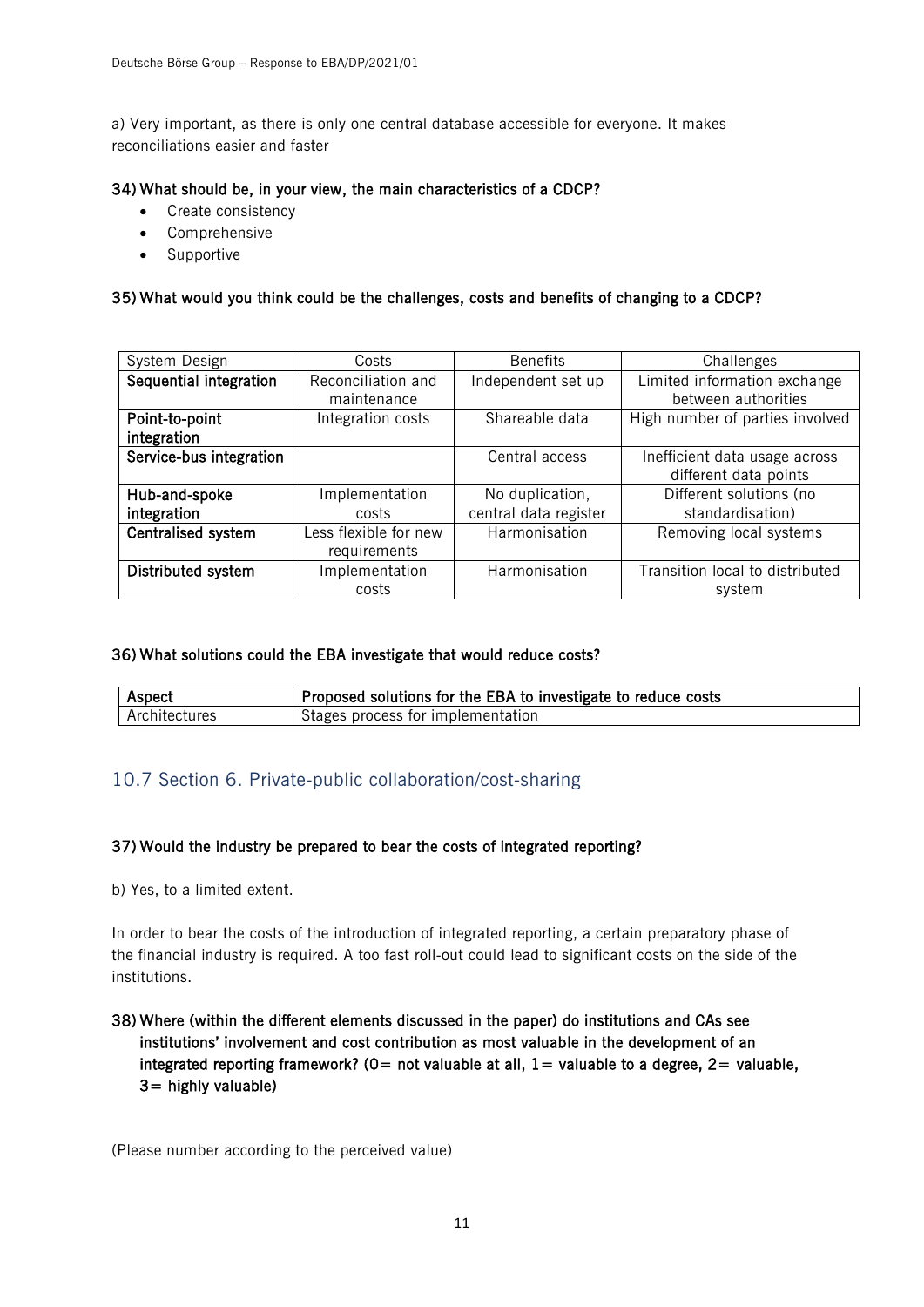a) Very important, as there is only one central database accessible for everyone. It makes reconciliations easier and faster

**34) What should be, in your view, the main characteristics of a CDCP?**

- Create consistency
- Comprehensive
- Supportive

**35) What would you think could be the challenges, costs and benefits of changing to a CDCP?**

| System Design | Costs | Benefits | Challenges |
|---|---|---|---|
| **Sequential integration** | Reconciliation and maintenance | Independent set up | Limited information exchange between authorities |
| **Point-to-point integration** | Integration costs | Shareable data | High number of parties involved |
| **Service-bus integration** | | Central access | Inefficient data usage across different data points |
| **Hub-and-spoke integration** | Implementation costs | No duplication, central data register | Different solutions (no standardisation) |
| **Centralised system** | Less flexible for new requirements | Harmonisation | Removing local systems |
| **Distributed system** | Implementation costs | Harmonisation | Transition local to distributed system |

**36) What solutions could the EBA investigate that would reduce costs?**

| Aspect | Proposed solutions for the EBA to investigate to reduce costs |
|---|---|
| Architectures | Stages process for implementation |

## 10.7 Section 6. Private-public collaboration/cost-sharing

**37) Would the industry be prepared to bear the costs of integrated reporting?**

b) Yes, to a limited extent.

In order to bear the costs of the introduction of integrated reporting, a certain preparatory phase of the financial industry is required. A too fast roll-out could lead to significant costs on the side of the institutions.

**38) Where (within the different elements discussed in the paper) do institutions and CAs see institutions' involvement and cost contribution as most valuable in the development of an integrated reporting framework? (0= not valuable at all, 1= valuable to a degree, 2= valuable, 3= highly valuable)**

(Please number according to the perceived value)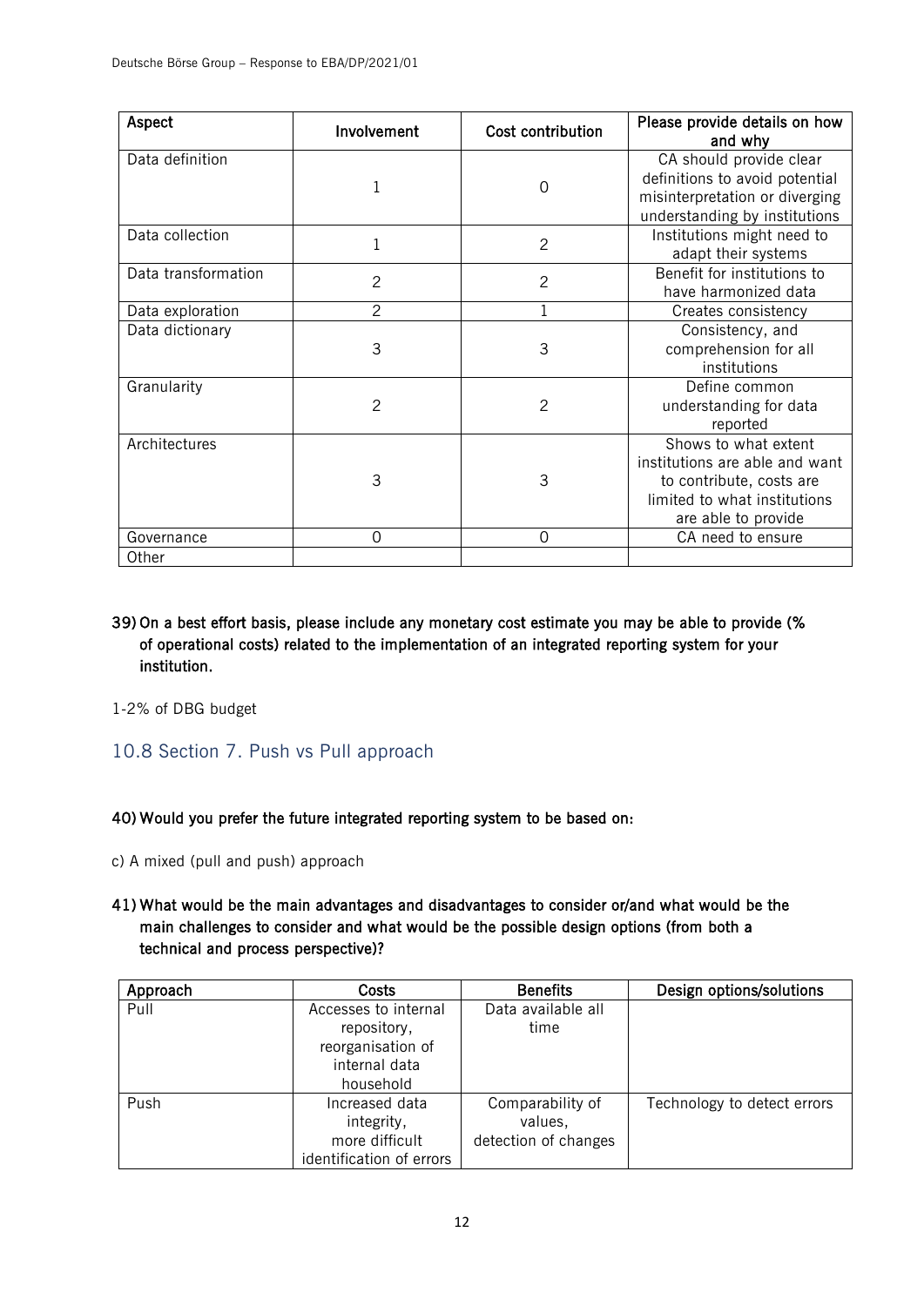| Aspect | Involvement | Cost contribution | Please provide details on how and why |
|---|---|---|---|
| Data definition | 1 | 0 | CA should provide clear definitions to avoid potential misinterpretation or diverging understanding by institutions |
| Data collection | 1 | 2 | Institutions might need to adapt their systems |
| Data transformation | 2 | 2 | Benefit for institutions to have harmonized data |
| Data exploration | 2 | 1 | Creates consistency |
| Data dictionary | 3 | 3 | Consistency, and comprehension for all institutions |
| Granularity | 2 | 2 | Define common understanding for data reported |
| Architectures | 3 | 3 | Shows to what extent institutions are able and want to contribute, costs are limited to what institutions are able to provide |
| Governance | 0 | 0 | CA need to ensure |
| Other | | | |

**39) On a best effort basis, please include any monetary cost estimate you may be able to provide (% of operational costs) related to the implementation of an integrated reporting system for your institution.**

1-2% of DBG budget

## 10.8 Section 7. Push vs Pull approach

**40) Would you prefer the future integrated reporting system to be based on:**

c) A mixed (pull and push) approach

**41) What would be the main advantages and disadvantages to consider or/and what would be the main challenges to consider and what would be the possible design options (from both a technical and process perspective)?**

| Approach | Costs | Benefits | Design options/solutions |
|---|---|---|---|
| Pull | Accesses to internal repository, reorganisation of internal data household | Data available all time | |
| Push | Increased data integrity, more difficult identification of errors | Comparability of values, detection of changes | Technology to detect errors |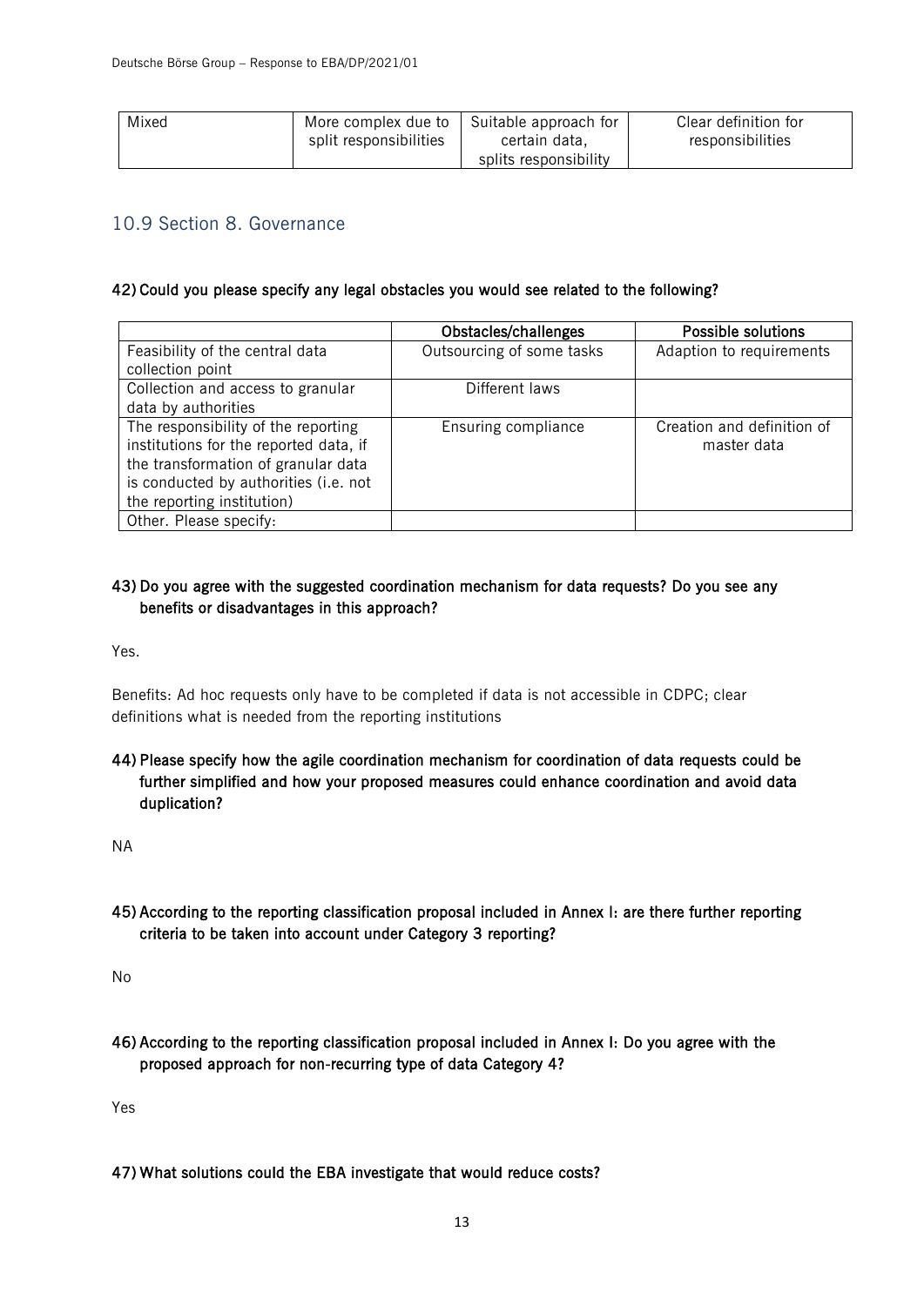| Mixed | More complex due to split responsibilities | Suitable approach for certain data, splits responsibility | Clear definition for responsibilities |
|---|---|---|---|

## 10.9 Section 8. Governance

**42) Could you please specify any legal obstacles you would see related to the following?**

| | Obstacles/challenges | Possible solutions |
|---|---|---|
| Feasibility of the central data collection point | Outsourcing of some tasks | Adaption to requirements |
| Collection and access to granular data by authorities | Different laws | |
| The responsibility of the reporting institutions for the reported data, if the transformation of granular data is conducted by authorities (i.e. not the reporting institution) | Ensuring compliance | Creation and definition of master data |
| Other. Please specify: | | |

**43) Do you agree with the suggested coordination mechanism for data requests? Do you see any benefits or disadvantages in this approach?**

Yes.

Benefits: Ad hoc requests only have to be completed if data is not accessible in CDPC; clear definitions what is needed from the reporting institutions

**44) Please specify how the agile coordination mechanism for coordination of data requests could be further simplified and how your proposed measures could enhance coordination and avoid data duplication?**

NA

**45) According to the reporting classification proposal included in Annex I: are there further reporting criteria to be taken into account under Category 3 reporting?**

No

**46) According to the reporting classification proposal included in Annex I: Do you agree with the proposed approach for non-recurring type of data Category 4?**

Yes

**47) What solutions could the EBA investigate that would reduce costs?**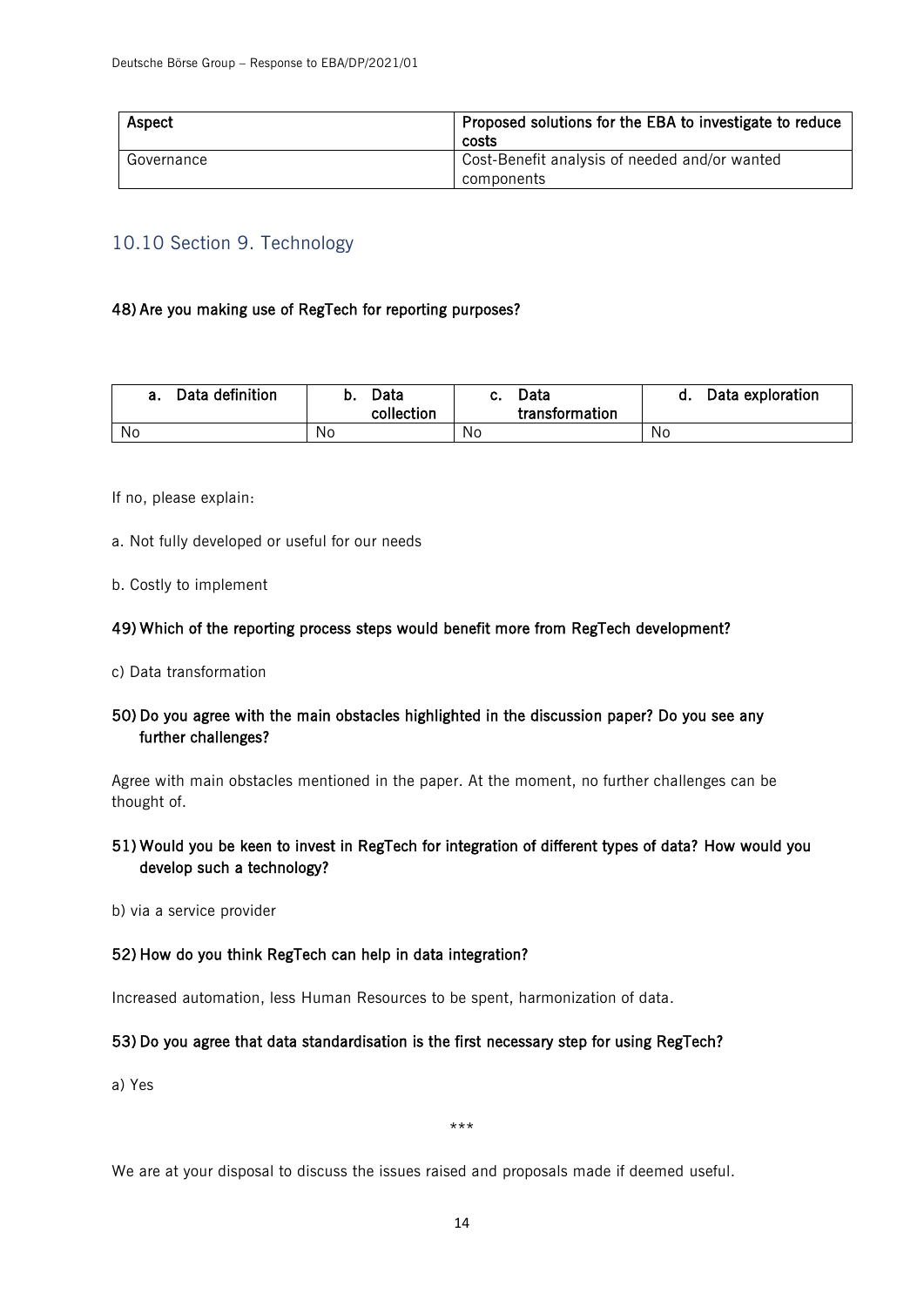| Aspect | Proposed solutions for the EBA to investigate to reduce costs |
| --- | --- |
| Governance | Cost-Benefit analysis of needed and/or wanted components |

## 10.10 Section 9. Technology

**48) Are you making use of RegTech for reporting purposes?**

| a. Data definition | b. Data collection | c. Data transformation | d. Data exploration |
| --- | --- | --- | --- |
| No | No | No | No |

If no, please explain:

a. Not fully developed or useful for our needs

b. Costly to implement

**49) Which of the reporting process steps would benefit more from RegTech development?**

c) Data transformation

**50) Do you agree with the main obstacles highlighted in the discussion paper? Do you see any further challenges?**

Agree with main obstacles mentioned in the paper. At the moment, no further challenges can be thought of.

**51) Would you be keen to invest in RegTech for integration of different types of data? How would you develop such a technology?**

b) via a service provider

**52) How do you think RegTech can help in data integration?**

Increased automation, less Human Resources to be spent, harmonization of data.

**53) Do you agree that data standardisation is the first necessary step for using RegTech?**

a) Yes

***

We are at your disposal to discuss the issues raised and proposals made if deemed useful.